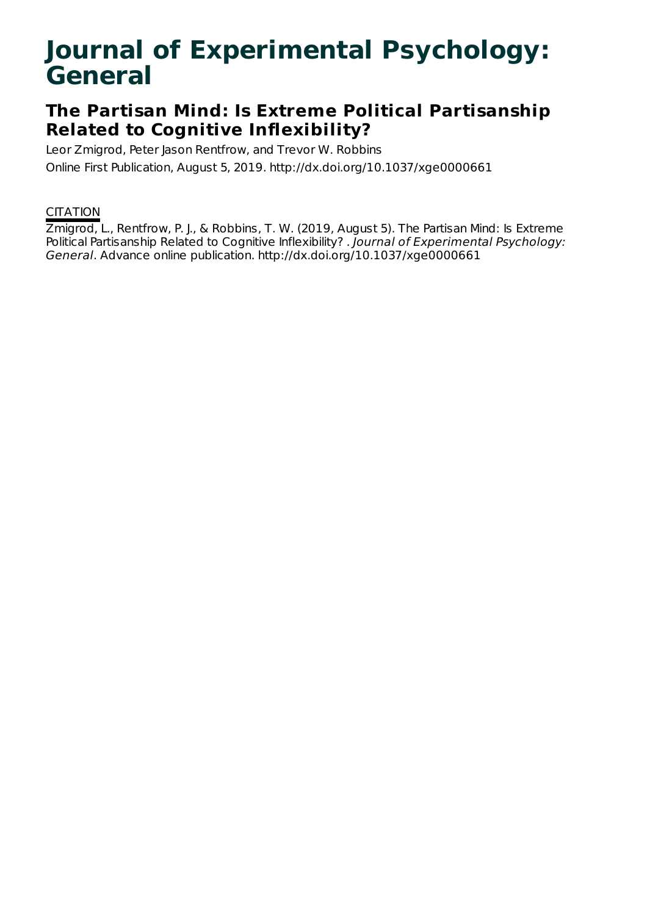# Journal of Experimental Psychology: General

## The Partisan Mind: Is Extreme Political Partisanship Related to Cognitive Inflexibility?

Leor Zmigrod, Peter Jason Rentfrow, and Trevor W. Robbins

Online First Publication, August 5, 2019. http://dx.doi.org/10.1037/xge0000661

CITATION

Zmigrod, L., Rentfrow, P. J., & Robbins, T. W. (2019, August 5). The Partisan Mind: Is Extreme Political Partisanship Related to Cognitive Inflexibility? . *Journal of Experimental Psychology: General*. Advance online publication. http://dx.doi.org/10.1037/xge0000661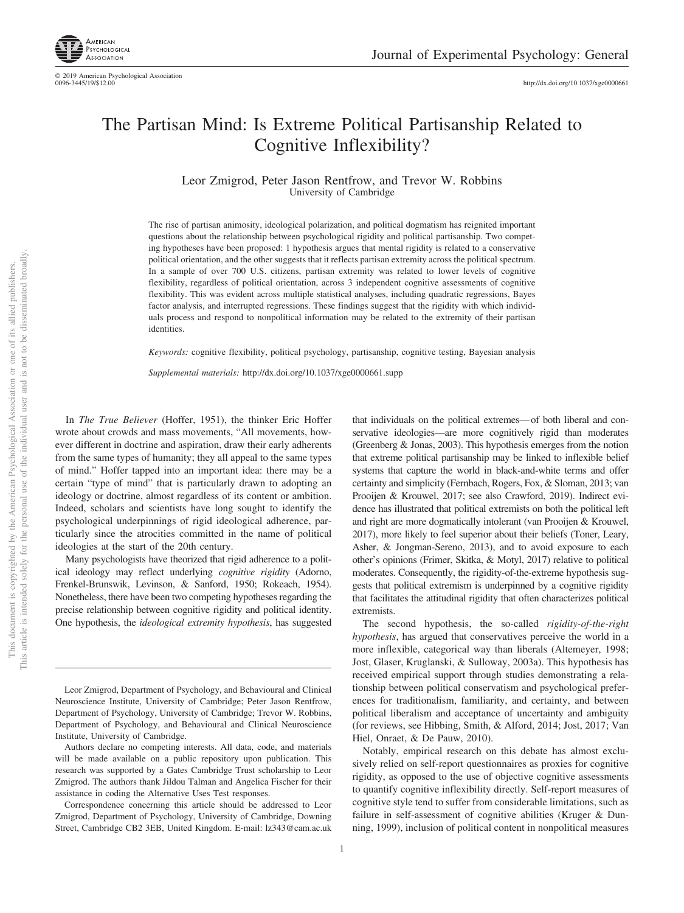# The Partisan Mind: Is Extreme Political Partisanship Related to Cognitive Inflexibility?

Leor Zmigrod, Peter Jason Rentfrow, and Trevor W. Robbins
University of Cambridge

The rise of partisan animosity, ideological polarization, and political dogmatism has reignited important questions about the relationship between psychological rigidity and political partisanship. Two competing hypotheses have been proposed: 1 hypothesis argues that mental rigidity is related to a conservative political orientation, and the other suggests that it reflects partisan extremity across the political spectrum. In a sample of over 700 U.S. citizens, partisan extremity was related to lower levels of cognitive flexibility, regardless of political orientation, across 3 independent cognitive assessments of cognitive flexibility. This was evident across multiple statistical analyses, including quadratic regressions, Bayes factor analysis, and interrupted regressions. These findings suggest that the rigidity with which individuals process and respond to nonpolitical information may be related to the extremity of their partisan identities.

*Keywords:* cognitive flexibility, political psychology, partisanship, cognitive testing, Bayesian analysis

*Supplemental materials:* http://dx.doi.org/10.1037/xge0000661.supp

In *The True Believer* (Hoffer, 1951), the thinker Eric Hoffer wrote about crowds and mass movements, "All movements, however different in doctrine and aspiration, draw their early adherents from the same types of humanity; they all appeal to the same types of mind." Hoffer tapped into an important idea: there may be a certain "type of mind" that is particularly drawn to adopting an ideology or doctrine, almost regardless of its content or ambition. Indeed, scholars and scientists have long sought to identify the psychological underpinnings of rigid ideological adherence, particularly since the atrocities committed in the name of political ideologies at the start of the 20th century.

Many psychologists have theorized that rigid adherence to a political ideology may reflect underlying *cognitive rigidity* (Adorno, Frenkel-Brunswik, Levinson, & Sanford, 1950; Rokeach, 1954). Nonetheless, there have been two competing hypotheses regarding the precise relationship between cognitive rigidity and political identity. One hypothesis, the *ideological extremity hypothesis*, has suggested that individuals on the political extremes—of both liberal and conservative ideologies—are more cognitively rigid than moderates (Greenberg & Jonas, 2003). This hypothesis emerges from the notion that extreme political partisanship may be linked to inflexible belief systems that capture the world in black-and-white terms and offer certainty and simplicity (Fernbach, Rogers, Fox, & Sloman, 2013; van Prooijen & Krouwel, 2017; see also Crawford, 2019). Indirect evidence has illustrated that political extremists on both the political left and right are more dogmatically intolerant (van Prooijen & Krouwel, 2017), more likely to feel superior about their beliefs (Toner, Leary, Asher, & Jongman-Sereno, 2013), and to avoid exposure to each other's opinions (Frimer, Skitka, & Motyl, 2017) relative to political moderates. Consequently, the rigidity-of-the-extreme hypothesis suggests that political extremism is underpinned by a cognitive rigidity that facilitates the attitudinal rigidity that often characterizes political extremists.

The second hypothesis, the so-called *rigidity-of-the-right hypothesis*, has argued that conservatives perceive the world in a more inflexible, categorical way than liberals (Altemeyer, 1998; Jost, Glaser, Kruglanski, & Sulloway, 2003a). This hypothesis has received empirical support through studies demonstrating a relationship between political conservatism and psychological preferences for traditionalism, familiarity, and certainty, and between political liberalism and acceptance of uncertainty and ambiguity (for reviews, see Hibbing, Smith, & Alford, 2014; Jost, 2017; Van Hiel, Onraet, & De Pauw, 2010).

Notably, empirical research on this debate has almost exclusively relied on self-report questionnaires as proxies for cognitive rigidity, as opposed to the use of objective cognitive assessments to quantify cognitive inflexibility directly. Self-report measures of cognitive style tend to suffer from considerable limitations, such as failure in self-assessment of cognitive abilities (Kruger & Dunning, 1999), inclusion of political content in nonpolitical measures

---

Leor Zmigrod, Department of Psychology, and Behavioural and Clinical Neuroscience Institute, University of Cambridge; Peter Jason Rentfrow, Department of Psychology, University of Cambridge; Trevor W. Robbins, Department of Psychology, and Behavioural and Clinical Neuroscience Institute, University of Cambridge.

Authors declare no competing interests. All data, code, and materials will be made available on a public repository upon publication. This research was supported by a Gates Cambridge Trust scholarship to Leor Zmigrod. The authors thank Jildou Talman and Angelica Fischer for their assistance in coding the Alternative Uses Test responses.

Correspondence concerning this article should be addressed to Leor Zmigrod, Department of Psychology, University of Cambridge, Downing Street, Cambridge CB2 3EB, United Kingdom. E-mail: lz343@cam.ac.uk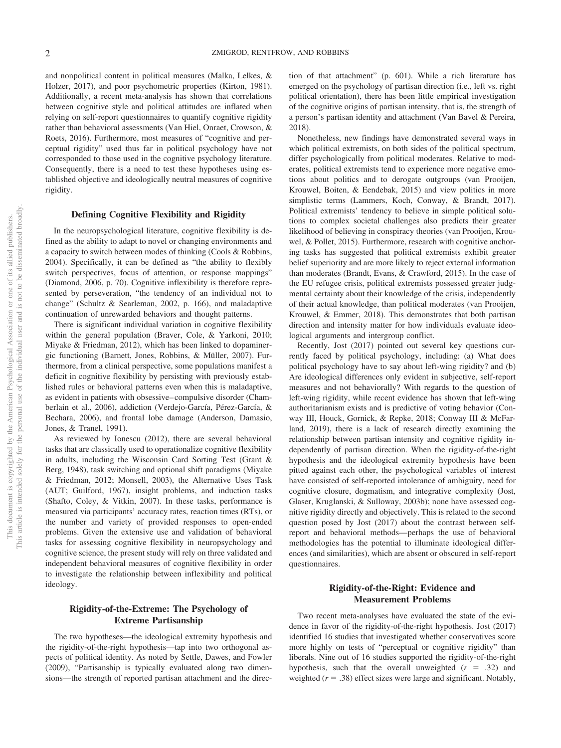and nonpolitical content in political measures (Malka, Lelkes, & Holzer, 2017), and poor psychometric properties (Kirton, 1981). Additionally, a recent meta-analysis has shown that correlations between cognitive style and political attitudes are inflated when relying on self-report questionnaires to quantify cognitive rigidity rather than behavioral assessments (Van Hiel, Onraet, Crowson, & Roets, 2016). Furthermore, most measures of "cognitive and perceptual rigidity" used thus far in political psychology have not corresponded to those used in the cognitive psychology literature. Consequently, there is a need to test these hypotheses using established objective and ideologically neutral measures of cognitive rigidity.

## Defining Cognitive Flexibility and Rigidity

In the neuropsychological literature, cognitive flexibility is defined as the ability to adapt to novel or changing environments and a capacity to switch between modes of thinking (Cools & Robbins, 2004). Specifically, it can be defined as "the ability to flexibly switch perspectives, focus of attention, or response mappings" (Diamond, 2006, p. 70). Cognitive inflexibility is therefore represented by perseveration, "the tendency of an individual not to change" (Schultz & Searleman, 2002, p. 166), and maladaptive continuation of unrewarded behaviors and thought patterns.

There is significant individual variation in cognitive flexibility within the general population (Braver, Cole, & Yarkoni, 2010; Miyake & Friedman, 2012), which has been linked to dopaminergic functioning (Barnett, Jones, Robbins, & Müller, 2007). Furthermore, from a clinical perspective, some populations manifest a deficit in cognitive flexibility by persisting with previously established rules or behavioral patterns even when this is maladaptive, as evident in patients with obsessive–compulsive disorder (Chamberlain et al., 2006), addiction (Verdejo-García, Pérez-García, & Bechara, 2006), and frontal lobe damage (Anderson, Damasio, Jones, & Tranel, 1991).

As reviewed by Ionescu (2012), there are several behavioral tasks that are classically used to operationalize cognitive flexibility in adults, including the Wisconsin Card Sorting Test (Grant & Berg, 1948), task switching and optional shift paradigms (Miyake & Friedman, 2012; Monsell, 2003), the Alternative Uses Task (AUT; Guilford, 1967), insight problems, and induction tasks (Shafto, Coley, & Vitkin, 2007). In these tasks, performance is measured via participants' accuracy rates, reaction times (RTs), or the number and variety of provided responses to open-ended problems. Given the extensive use and validation of behavioral tasks for assessing cognitive flexibility in neuropsychology and cognitive science, the present study will rely on three validated and independent behavioral measures of cognitive flexibility in order to investigate the relationship between inflexibility and political ideology.

## Rigidity-of-the-Extreme: The Psychology of Extreme Partisanship

The two hypotheses—the ideological extremity hypothesis and the rigidity-of-the-right hypothesis—tap into two orthogonal aspects of political identity. As noted by Settle, Dawes, and Fowler (2009), "Partisanship is typically evaluated along two dimensions—the strength of reported partisan attachment and the direction of that attachment" (p. 601). While a rich literature has emerged on the psychology of partisan direction (i.e., left vs. right political orientation), there has been little empirical investigation of the cognitive origins of partisan intensity, that is, the strength of a person's partisan identity and attachment (Van Bavel & Pereira, 2018).

Nonetheless, new findings have demonstrated several ways in which political extremists, on both sides of the political spectrum, differ psychologically from political moderates. Relative to moderates, political extremists tend to experience more negative emotions about politics and to derogate outgroups (van Prooijen, Krouwel, Boiten, & Eendebak, 2015) and view politics in more simplistic terms (Lammers, Koch, Conway, & Brandt, 2017). Political extremists' tendency to believe in simple political solutions to complex societal challenges also predicts their greater likelihood of believing in conspiracy theories (van Prooijen, Krouwel, & Pollet, 2015). Furthermore, research with cognitive anchoring tasks has suggested that political extremists exhibit greater belief superiority and are more likely to reject external information than moderates (Brandt, Evans, & Crawford, 2015). In the case of the EU refugee crisis, political extremists possessed greater judgmental certainty about their knowledge of the crisis, independently of their actual knowledge, than political moderates (van Prooijen, Krouwel, & Emmer, 2018). This demonstrates that both partisan direction and intensity matter for how individuals evaluate ideological arguments and intergroup conflict.

Recently, Jost (2017) pointed out several key questions currently faced by political psychology, including: (a) What does political psychology have to say about left-wing rigidity? and (b) Are ideological differences only evident in subjective, self-report measures and not behaviorally? With regards to the question of left-wing rigidity, while recent evidence has shown that left-wing authoritarianism exists and is predictive of voting behavior (Conway III, Houck, Gornick, & Repke, 2018; Conway III & McFarland, 2019), there is a lack of research directly examining the relationship between partisan intensity and cognitive rigidity independently of partisan direction. When the rigidity-of-the-right hypothesis and the ideological extremity hypothesis have been pitted against each other, the psychological variables of interest have consisted of self-reported intolerance of ambiguity, need for cognitive closure, dogmatism, and integrative complexity (Jost, Glaser, Kruglanski, & Sulloway, 2003b); none have assessed cognitive rigidity directly and objectively. This is related to the second question posed by Jost (2017) about the contrast between self-report and behavioral methods—perhaps the use of behavioral methodologies has the potential to illuminate ideological differences (and similarities), which are absent or obscured in self-report questionnaires.

## Rigidity-of-the-Right: Evidence and Measurement Problems

Two recent meta-analyses have evaluated the state of the evidence in favor of the rigidity-of-the-right hypothesis. Jost (2017) identified 16 studies that investigated whether conservatives score more highly on tests of "perceptual or cognitive rigidity" than liberals. Nine out of 16 studies supported the rigidity-of-the-right hypothesis, such that the overall unweighted ($r = .32$) and weighted ($r = .38$) effect sizes were large and significant. Notably,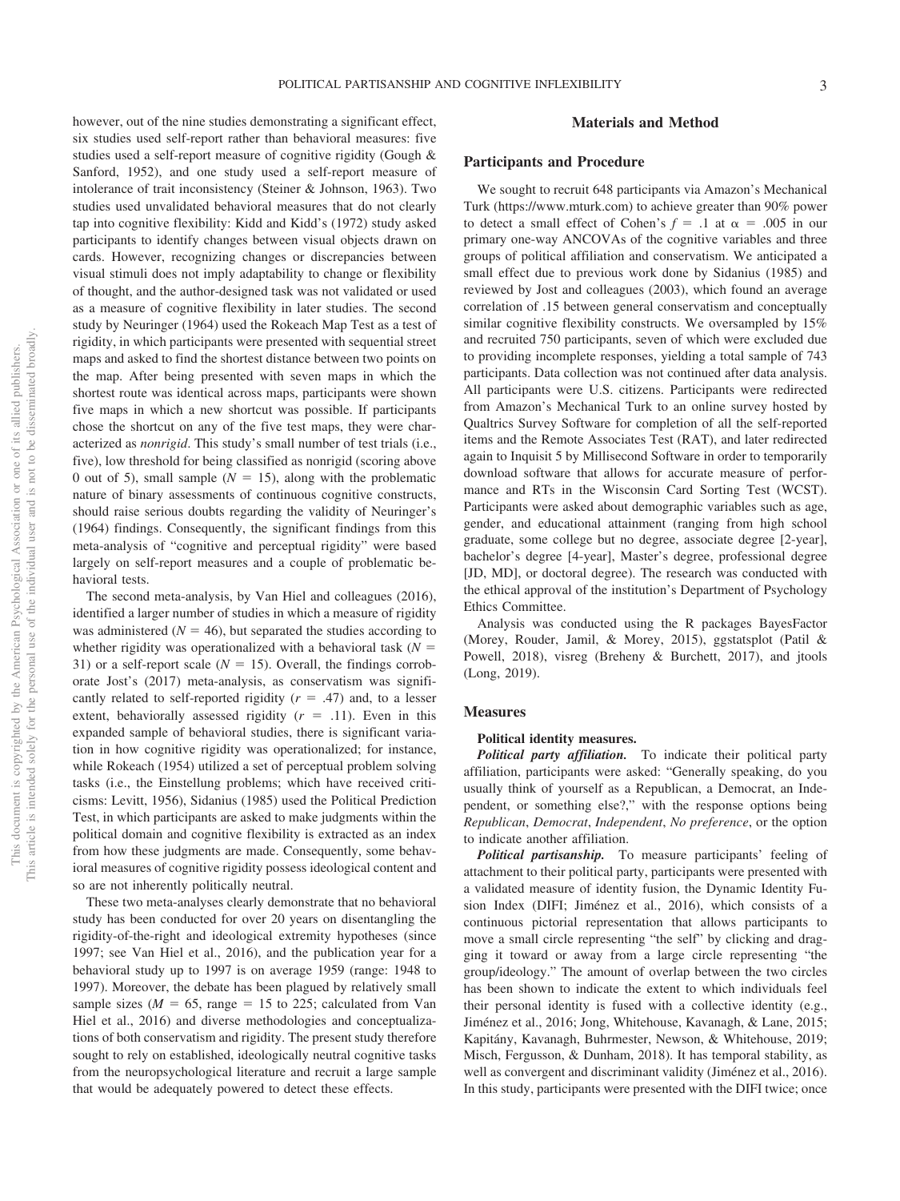however, out of the nine studies demonstrating a significant effect, six studies used self-report rather than behavioral measures: five studies used a self-report measure of cognitive rigidity (Gough & Sanford, 1952), and one study used a self-report measure of intolerance of trait inconsistency (Steiner & Johnson, 1963). Two studies used unvalidated behavioral measures that do not clearly tap into cognitive flexibility: Kidd and Kidd's (1972) study asked participants to identify changes between visual objects drawn on cards. However, recognizing changes or discrepancies between visual stimuli does not imply adaptability to change or flexibility of thought, and the author-designed task was not validated or used as a measure of cognitive flexibility in later studies. The second study by Neuringer (1964) used the Rokeach Map Test as a test of rigidity, in which participants were presented with sequential street maps and asked to find the shortest distance between two points on the map. After being presented with seven maps in which the shortest route was identical across maps, participants were shown five maps in which a new shortcut was possible. If participants chose the shortcut on any of the five test maps, they were characterized as *nonrigid*. This study's small number of test trials (i.e., five), low threshold for being classified as nonrigid (scoring above 0 out of 5), small sample ($N = 15$), along with the problematic nature of binary assessments of continuous cognitive constructs, should raise serious doubts regarding the validity of Neuringer's (1964) findings. Consequently, the significant findings from this meta-analysis of "cognitive and perceptual rigidity" were based largely on self-report measures and a couple of problematic behavioral tests.

The second meta-analysis, by Van Hiel and colleagues (2016), identified a larger number of studies in which a measure of rigidity was administered ($N = 46$), but separated the studies according to whether rigidity was operationalized with a behavioral task ($N = 31$) or a self-report scale ($N = 15$). Overall, the findings corroborate Jost's (2017) meta-analysis, as conservatism was significantly related to self-reported rigidity ($r = .47$) and, to a lesser extent, behaviorally assessed rigidity ($r = .11$). Even in this expanded sample of behavioral studies, there is significant variation in how cognitive rigidity was operationalized; for instance, while Rokeach (1954) utilized a set of perceptual problem solving tasks (i.e., the Einstellung problems; which have received criticisms: Levitt, 1956), Sidanius (1985) used the Political Prediction Test, in which participants are asked to make judgments within the political domain and cognitive flexibility is extracted as an index from how these judgments are made. Consequently, some behavioral measures of cognitive rigidity possess ideological content and so are not inherently politically neutral.

These two meta-analyses clearly demonstrate that no behavioral study has been conducted for over 20 years on disentangling the rigidity-of-the-right and ideological extremity hypotheses (since 1997; see Van Hiel et al., 2016), and the publication year for a behavioral study up to 1997 is on average 1959 (range: 1948 to 1997). Moreover, the debate has been plagued by relatively small sample sizes ($M = 65$, range = 15 to 225; calculated from Van Hiel et al., 2016) and diverse methodologies and conceptualizations of both conservatism and rigidity. The present study therefore sought to rely on established, ideologically neutral cognitive tasks from the neuropsychological literature and recruit a large sample that would be adequately powered to detect these effects.

## Materials and Method

### Participants and Procedure

We sought to recruit 648 participants via Amazon's Mechanical Turk (https://www.mturk.com) to achieve greater than 90% power to detect a small effect of Cohen's $f = .1$ at $\alpha = .005$ in our primary one-way ANCOVAs of the cognitive variables and three groups of political affiliation and conservatism. We anticipated a small effect due to previous work done by Sidanius (1985) and reviewed by Jost and colleagues (2003), which found an average correlation of .15 between general conservatism and conceptually similar cognitive flexibility constructs. We oversampled by 15% and recruited 750 participants, seven of which were excluded due to providing incomplete responses, yielding a total sample of 743 participants. Data collection was not continued after data analysis. All participants were U.S. citizens. Participants were redirected from Amazon's Mechanical Turk to an online survey hosted by Qualtrics Survey Software for completion of all the self-reported items and the Remote Associates Test (RAT), and later redirected again to Inquisit 5 by Millisecond Software in order to temporarily download software that allows for accurate measure of performance and RTs in the Wisconsin Card Sorting Test (WCST). Participants were asked about demographic variables such as age, gender, and educational attainment (ranging from high school graduate, some college but no degree, associate degree [2-year], bachelor's degree [4-year], Master's degree, professional degree [JD, MD], or doctoral degree). The research was conducted with the ethical approval of the institution's Department of Psychology Ethics Committee.

Analysis was conducted using the R packages BayesFactor (Morey, Rouder, Jamil, & Morey, 2015), ggstatsplot (Patil & Powell, 2018), visreg (Breheny & Burchett, 2017), and jtools (Long, 2019).

### Measures

#### Political identity measures.

***Political party affiliation.*** To indicate their political party affiliation, participants were asked: "Generally speaking, do you usually think of yourself as a Republican, a Democrat, an Independent, or something else?," with the response options being *Republican*, *Democrat*, *Independent*, *No preference*, or the option to indicate another affiliation.

***Political partisanship.*** To measure participants' feeling of attachment to their political party, participants were presented with a validated measure of identity fusion, the Dynamic Identity Fusion Index (DIFI; Jiménez et al., 2016), which consists of a continuous pictorial representation that allows participants to move a small circle representing "the self" by clicking and dragging it toward or away from a large circle representing "the group/ideology." The amount of overlap between the two circles has been shown to indicate the extent to which individuals feel their personal identity is fused with a collective identity (e.g., Jiménez et al., 2016; Jong, Whitehouse, Kavanagh, & Lane, 2015; Kapitány, Kavanagh, Buhrmester, Newson, & Whitehouse, 2019; Misch, Fergusson, & Dunham, 2018). It has temporal stability, as well as convergent and discriminant validity (Jiménez et al., 2016). In this study, participants were presented with the DIFI twice; once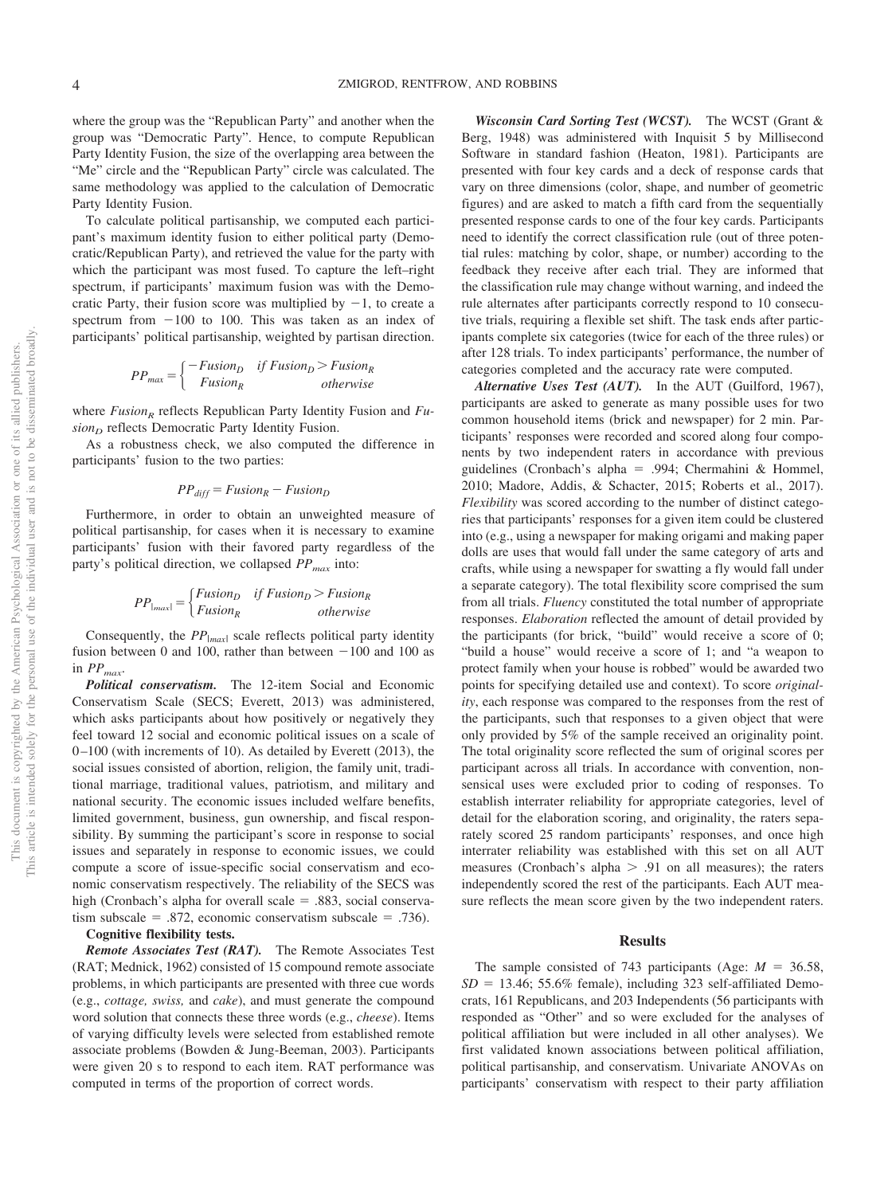where the group was the "Republican Party" and another when the group was "Democratic Party". Hence, to compute Republican Party Identity Fusion, the size of the overlapping area between the "Me" circle and the "Republican Party" circle was calculated. The same methodology was applied to the calculation of Democratic Party Identity Fusion.

To calculate political partisanship, we computed each participant's maximum identity fusion to either political party (Democratic/Republican Party), and retrieved the value for the party with which the participant was most fused. To capture the left–right spectrum, if participants' maximum fusion was with the Democratic Party, their fusion score was multiplied by −1, to create a spectrum from −100 to 100. This was taken as an index of participants' political partisanship, weighted by partisan direction.

$$PP_{max} = \begin{cases} -Fusion_D & \text{if } Fusion_D > Fusion_R \\ Fusion_R & \text{otherwise} \end{cases}$$

where $Fusion_R$ reflects Republican Party Identity Fusion and $Fusion_D$ reflects Democratic Party Identity Fusion.

As a robustness check, we also computed the difference in participants' fusion to the two parties:

$$PP_{diff} = Fusion_R - Fusion_D$$

Furthermore, in order to obtain an unweighted measure of political partisanship, for cases when it is necessary to examine participants' fusion with their favored party regardless of the party's political direction, we collapsed $PP_{max}$ into:

$$PP_{|max|} = \begin{cases} Fusion_D & \text{if } Fusion_D > Fusion_R \\ Fusion_R & \text{otherwise} \end{cases}$$

Consequently, the $PP_{|max|}$ scale reflects political party identity fusion between 0 and 100, rather than between −100 and 100 as in $PP_{max}$.

***Political conservatism.*** The 12-item Social and Economic Conservatism Scale (SECS; Everett, 2013) was administered, which asks participants about how positively or negatively they feel toward 12 social and economic political issues on a scale of 0–100 (with increments of 10). As detailed by Everett (2013), the social issues consisted of abortion, religion, the family unit, traditional marriage, traditional values, patriotism, and military and national security. The economic issues included welfare benefits, limited government, business, gun ownership, and fiscal responsibility. By summing the participant's score in response to social issues and separately in response to economic issues, we could compute a score of issue-specific social conservatism and economic conservatism respectively. The reliability of the SECS was high (Cronbach's alpha for overall scale = .883, social conservatism subscale = .872, economic conservatism subscale = .736).

**Cognitive flexibility tests.**

***Remote Associates Test (RAT).*** The Remote Associates Test (RAT; Mednick, 1962) consisted of 15 compound remote associate problems, in which participants are presented with three cue words (e.g., *cottage, swiss,* and *cake*), and must generate the compound word solution that connects these three words (e.g., *cheese*). Items of varying difficulty levels were selected from established remote associate problems (Bowden & Jung-Beeman, 2003). Participants were given 20 s to respond to each item. RAT performance was computed in terms of the proportion of correct words.

***Wisconsin Card Sorting Test (WCST).*** The WCST (Grant & Berg, 1948) was administered with Inquisit 5 by Millisecond Software in standard fashion (Heaton, 1981). Participants are presented with four key cards and a deck of response cards that vary on three dimensions (color, shape, and number of geometric figures) and are asked to match a fifth card from the sequentially presented response cards to one of the four key cards. Participants need to identify the correct classification rule (out of three potential rules: matching by color, shape, or number) according to the feedback they receive after each trial. They are informed that the classification rule may change without warning, and indeed the rule alternates after participants correctly respond to 10 consecutive trials, requiring a flexible set shift. The task ends after participants complete six categories (twice for each of the three rules) or after 128 trials. To index participants' performance, the number of categories completed and the accuracy rate were computed.

***Alternative Uses Test (AUT).*** In the AUT (Guilford, 1967), participants are asked to generate as many possible uses for two common household items (brick and newspaper) for 2 min. Participants' responses were recorded and scored along four components by two independent raters in accordance with previous guidelines (Cronbach's alpha = .994; Chermahini & Hommel, 2010; Madore, Addis, & Schacter, 2015; Roberts et al., 2017). *Flexibility* was scored according to the number of distinct categories that participants' responses for a given item could be clustered into (e.g., using a newspaper for making origami and making paper dolls are uses that would fall under the same category of arts and crafts, while using a newspaper for swatting a fly would fall under a separate category). The total flexibility score comprised the sum from all trials. *Fluency* constituted the total number of appropriate responses. *Elaboration* reflected the amount of detail provided by the participants (for brick, "build" would receive a score of 0; "build a house" would receive a score of 1; and "a weapon to protect family when your house is robbed" would be awarded two points for specifying detailed use and context). To score *originality*, each response was compared to the responses from the rest of the participants, such that responses to a given object that were only provided by 5% of the sample received an originality point. The total originality score reflected the sum of original scores per participant across all trials. In accordance with convention, nonsensical uses were excluded prior to coding of responses. To establish interrater reliability for appropriate categories, level of detail for the elaboration scoring, and originality, the raters separately scored 25 random participants' responses, and once high interrater reliability was established with this set on all AUT measures (Cronbach's alpha > .91 on all measures); the raters independently scored the rest of the participants. Each AUT measure reflects the mean score given by the two independent raters.

## Results

The sample consisted of 743 participants (Age: $M$ = 36.58, $SD$ = 13.46; 55.6% female), including 323 self-affiliated Democrats, 161 Republicans, and 203 Independents (56 participants with responded as "Other" and so were excluded for the analyses of political affiliation but were included in all other analyses). We first validated known associations between political affiliation, political partisanship, and conservatism. Univariate ANOVAs on participants' conservatism with respect to their party affiliation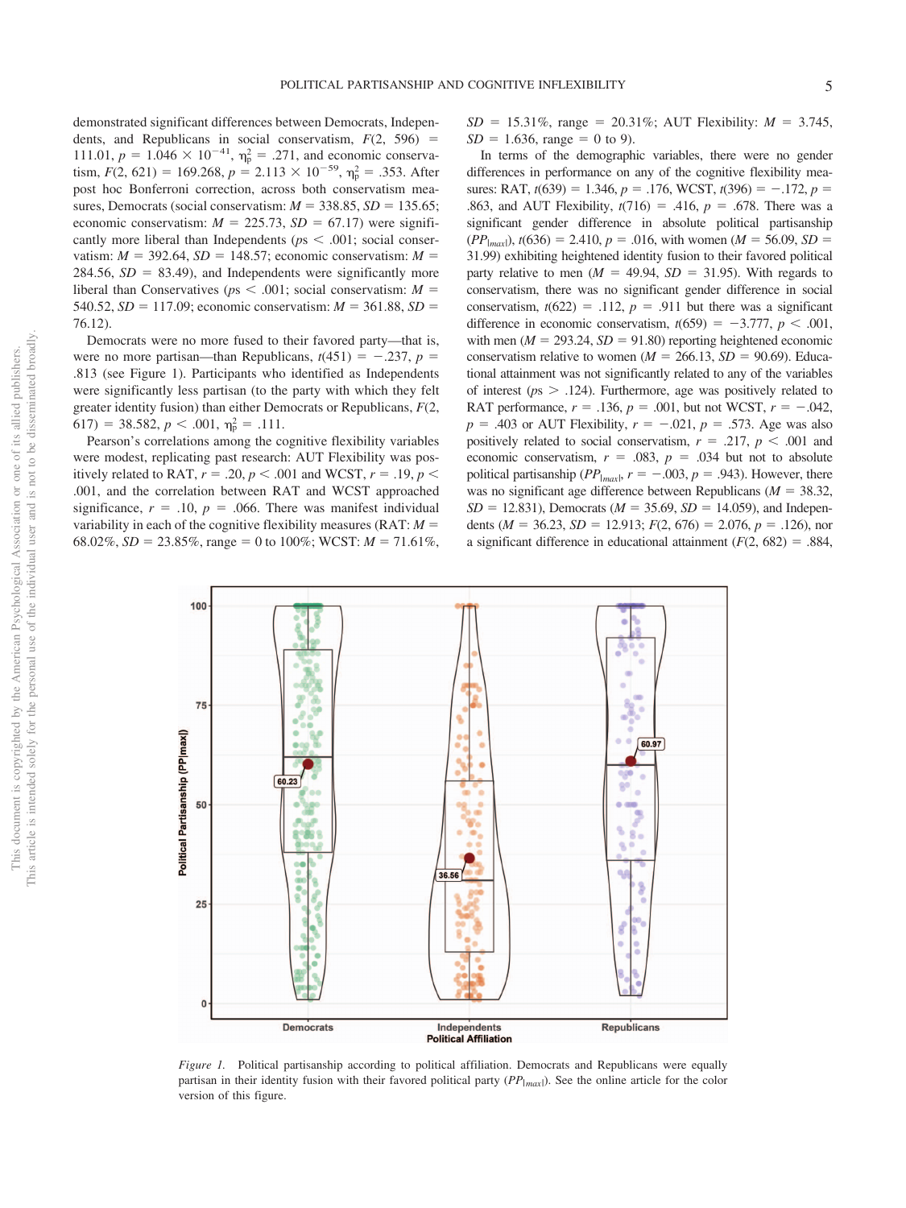demonstrated significant differences between Democrats, Independents, and Republicans in social conservatism, $F(2, 596) = 111.01$, $p = 1.046 \times 10^{-41}$, $\eta_p^2 = .271$, and economic conservatism, $F(2, 621) = 169.268$, $p = 2.113 \times 10^{-59}$, $\eta_p^2 = .353$. After post hoc Bonferroni correction, across both conservatism measures, Democrats (social conservatism: $M = 338.85$, $SD = 135.65$; economic conservatism: $M = 225.73$, $SD = 67.17$) were significantly more liberal than Independents ($ps < .001$; social conservatism: $M = 392.64$, $SD = 148.57$; economic conservatism: $M = 284.56$, $SD = 83.49$), and Independents were significantly more liberal than Conservatives ($ps < .001$; social conservatism: $M = 540.52$, $SD = 117.09$; economic conservatism: $M = 361.88$, $SD = 76.12$).

Democrats were no more fused to their favored party—that is, were no more partisan—than Republicans, $t(451) = -.237$, $p = .813$ (see Figure 1). Participants who identified as Independents were significantly less partisan (to the party with which they felt greater identity fusion) than either Democrats or Republicans, $F(2, 617) = 38.582$, $p < .001$, $\eta_p^2 = .111$.

Pearson's correlations among the cognitive flexibility variables were modest, replicating past research: AUT Flexibility was positively related to RAT, $r = .20$, $p < .001$ and WCST, $r = .19$, $p < .001$, and the correlation between RAT and WCST approached significance, $r = .10$, $p = .066$. There was manifest individual variability in each of the cognitive flexibility measures (RAT: $M = 68.02\%$, $SD = 23.85\%$, range = 0 to 100%; WCST: $M = 71.61\%$, $SD = 15.31\%$, range = 20.31%; AUT Flexibility: $M = 3.745$, $SD = 1.636$, range = 0 to 9).

In terms of the demographic variables, there were no gender differences in performance on any of the cognitive flexibility measures: RAT, $t(639) = 1.346$, $p = .176$, WCST, $t(396) = -.172$, $p = .863$, and AUT Flexibility, $t(716) = .416$, $p = .678$. There was a significant gender difference in absolute political partisanship ($PP_{|max|}$), $t(636) = 2.410$, $p = .016$, with women ($M = 56.09$, $SD = 31.99$) exhibiting heightened identity fusion to their favored political party relative to men ($M = 49.94$, $SD = 31.95$). With regards to conservatism, there was no significant gender difference in social conservatism, $t(622) = .112$, $p = .911$ but there was a significant difference in economic conservatism, $t(659) = -3.777$, $p < .001$, with men ($M = 293.24$, $SD = 91.80$) reporting heightened economic conservatism relative to women ($M = 266.13$, $SD = 90.69$). Educational attainment was not significantly related to any of the variables of interest ($ps > .124$). Furthermore, age was positively related to RAT performance, $r = .136$, $p = .001$, but not WCST, $r = -.042$, $p = .403$ or AUT Flexibility, $r = -.021$, $p = .573$. Age was also positively related to social conservatism, $r = .217$, $p < .001$ and economic conservatism, $r = .083$, $p = .034$ but not to absolute political partisanship ($PP_{|max|}$, $r = -.003$, $p = .943$). However, there was no significant age difference between Republicans ($M = 38.32$, $SD = 12.831$), Democrats ($M = 35.69$, $SD = 14.059$), and Independents ($M = 36.23$, $SD = 12.913$; $F(2, 676) = 2.076$, $p = .126$), nor a significant difference in educational attainment ($F(2, 682) = .884$,

*Figure 1.* Political partisanship according to political affiliation. Democrats and Republicans were equally partisan in their identity fusion with their favored political party ($PP_{|max|}$). See the online article for the color version of this figure.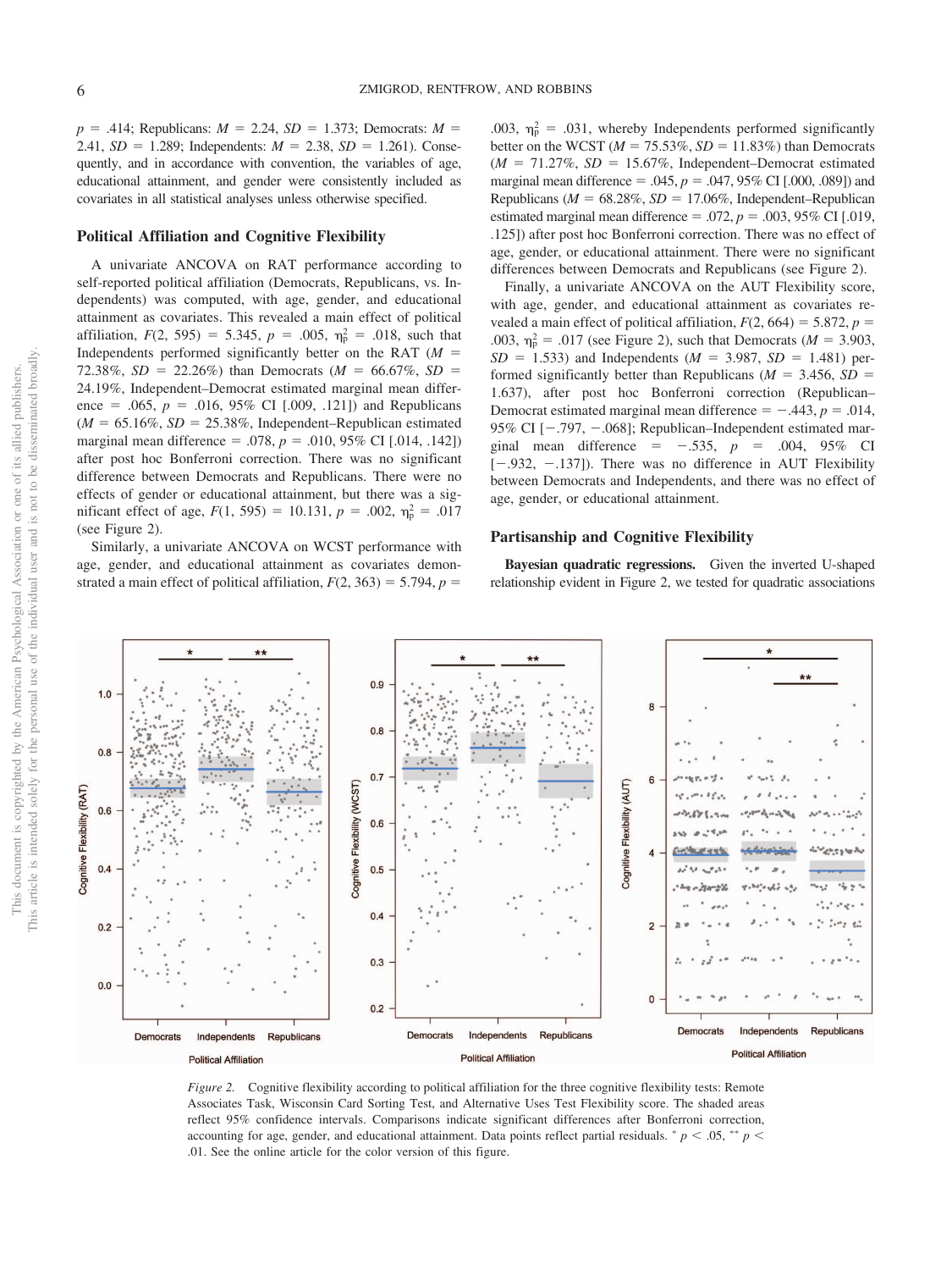$p$ = .414; Republicans: $M$ = 2.24, $SD$ = 1.373; Democrats: $M$ = 2.41, $SD$ = 1.289; Independents: $M$ = 2.38, $SD$ = 1.261). Consequently, and in accordance with convention, the variables of age, educational attainment, and gender were consistently included as covariates in all statistical analyses unless otherwise specified.

## Political Affiliation and Cognitive Flexibility

A univariate ANCOVA on RAT performance according to self-reported political affiliation (Democrats, Republicans, vs. Independents) was computed, with age, gender, and educational attainment as covariates. This revealed a main effect of political affiliation, $F(2, 595) = 5.345$, $p = .005$, $\eta_p^2 = .018$, such that Independents performed significantly better on the RAT ($M$ = 72.38%, $SD$ = 22.26%) than Democrats ($M$ = 66.67%, $SD$ = 24.19%, Independent–Democrat estimated marginal mean difference = .065, $p$ = .016, 95% CI [.009, .121]) and Republicans ($M$ = 65.16%, $SD$ = 25.38%, Independent–Republican estimated marginal mean difference = .078, $p$ = .010, 95% CI [.014, .142]) after post hoc Bonferroni correction. There was no significant difference between Democrats and Republicans. There were no effects of gender or educational attainment, but there was a significant effect of age, $F(1, 595) = 10.131$, $p = .002$, $\eta_p^2 = .017$ (see Figure 2).

Similarly, a univariate ANCOVA on WCST performance with age, gender, and educational attainment as covariates demonstrated a main effect of political affiliation, $F(2, 363) = 5.794$, $p$ = .003, $\eta_p^2 = .031$, whereby Independents performed significantly better on the WCST ($M$ = 75.53%, $SD$ = 11.83%) than Democrats ($M$ = 71.27%, $SD$ = 15.67%, Independent–Democrat estimated marginal mean difference = .045, $p$ = .047, 95% CI [.000, .089]) and Republicans ($M$ = 68.28%, $SD$ = 17.06%, Independent–Republican estimated marginal mean difference = .072, $p$ = .003, 95% CI [.019, .125]) after post hoc Bonferroni correction. There was no effect of age, gender, or educational attainment. There were no significant differences between Democrats and Republicans (see Figure 2).

Finally, a univariate ANCOVA on the AUT Flexibility score, with age, gender, and educational attainment as covariates revealed a main effect of political affiliation, $F(2, 664) = 5.872$, $p$ = .003, $\eta_p^2 = .017$ (see Figure 2), such that Democrats ($M$ = 3.903, $SD$ = 1.533) and Independents ($M$ = 3.987, $SD$ = 1.481) performed significantly better than Republicans ($M$ = 3.456, $SD$ = 1.637), after post hoc Bonferroni correction (Republican–Democrat estimated marginal mean difference = −.443, $p$ = .014, 95% CI [−.797, −.068]; Republican–Independent estimated marginal mean difference = −.535, $p$ = .004, 95% CI [−.932, −.137]). There was no difference in AUT Flexibility between Democrats and Independents, and there was no effect of age, gender, or educational attainment.

## Partisanship and Cognitive Flexibility

**Bayesian quadratic regressions.** Given the inverted U-shaped relationship evident in Figure 2, we tested for quadratic associations

*Figure 2.* Cognitive flexibility according to political affiliation for the three cognitive flexibility tests: Remote Associates Task, Wisconsin Card Sorting Test, and Alternative Uses Test Flexibility score. The shaded areas reflect 95% confidence intervals. Comparisons indicate significant differences after Bonferroni correction, accounting for age, gender, and educational attainment. Data points reflect partial residuals. * $p < .05$, ** $p < .01$. See the online article for the color version of this figure.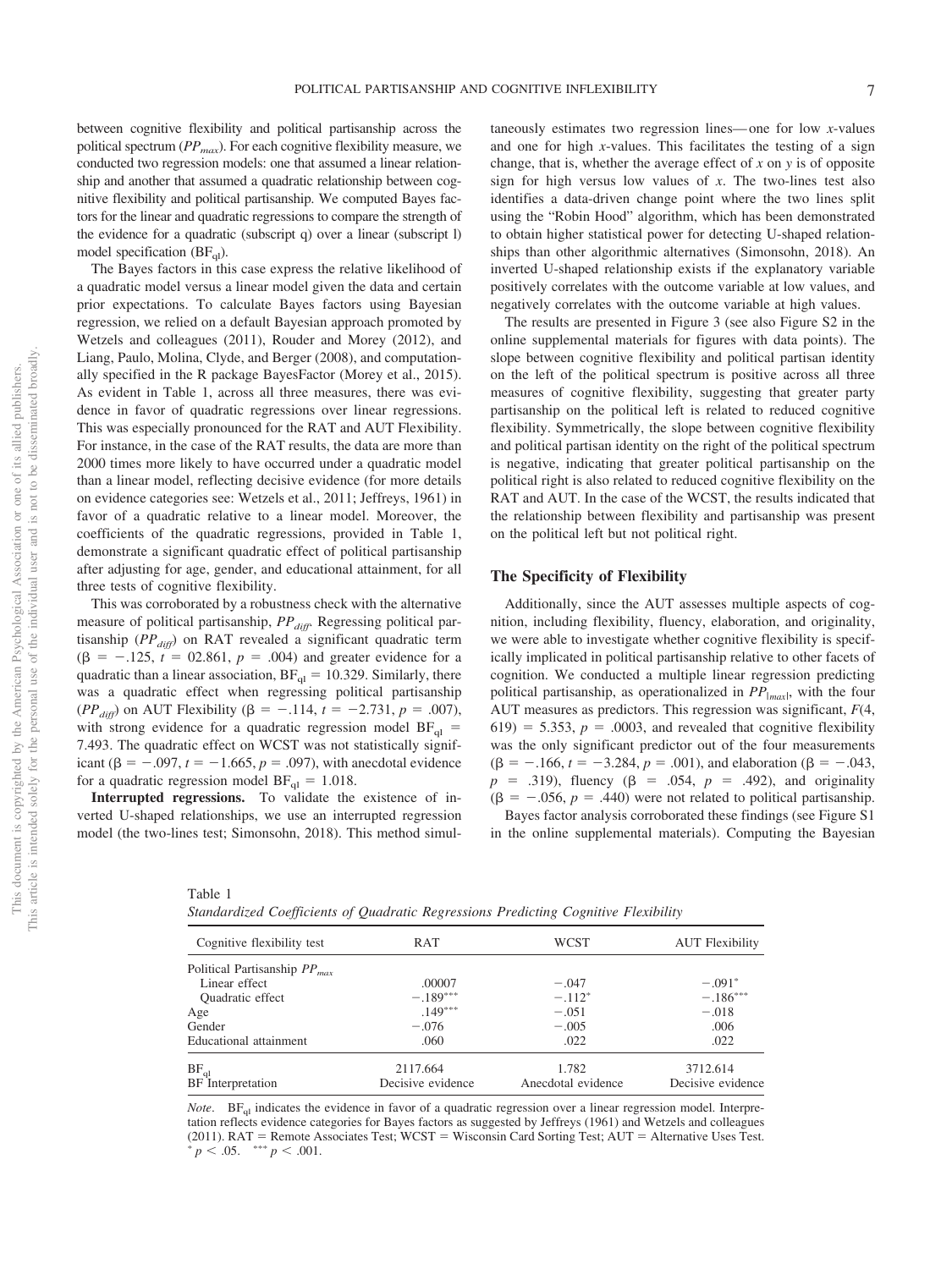between cognitive flexibility and political partisanship across the political spectrum ($PP_{max}$). For each cognitive flexibility measure, we conducted two regression models: one that assumed a linear relationship and another that assumed a quadratic relationship between cognitive flexibility and political partisanship. We computed Bayes factors for the linear and quadratic regressions to compare the strength of the evidence for a quadratic (subscript q) over a linear (subscript l) model specification ($BF_{ql}$).

The Bayes factors in this case express the relative likelihood of a quadratic model versus a linear model given the data and certain prior expectations. To calculate Bayes factors using Bayesian regression, we relied on a default Bayesian approach promoted by Wetzels and colleagues (2011), Rouder and Morey (2012), and Liang, Paulo, Molina, Clyde, and Berger (2008), and computationally specified in the R package BayesFactor (Morey et al., 2015). As evident in Table 1, across all three measures, there was evidence in favor of quadratic regressions over linear regressions. This was especially pronounced for the RAT and AUT Flexibility. For instance, in the case of the RAT results, the data are more than 2000 times more likely to have occurred under a quadratic model than a linear model, reflecting decisive evidence (for more details on evidence categories see: Wetzels et al., 2011; Jeffreys, 1961) in favor of a quadratic relative to a linear model. Moreover, the coefficients of the quadratic regressions, provided in Table 1, demonstrate a significant quadratic effect of political partisanship after adjusting for age, gender, and educational attainment, for all three tests of cognitive flexibility.

This was corroborated by a robustness check with the alternative measure of political partisanship, $PP_{diff}$. Regressing political partisanship ($PP_{diff}$) on RAT revealed a significant quadratic term ($\beta = -.125$, $t = 02.861$, $p = .004$) and greater evidence for a quadratic than a linear association, $BF_{ql} = 10.329$. Similarly, there was a quadratic effect when regressing political partisanship ($PP_{diff}$) on AUT Flexibility ($\beta = -.114$, $t = -2.731$, $p = .007$), with strong evidence for a quadratic regression model $BF_{ql} = 7.493$. The quadratic effect on WCST was not statistically significant ($\beta = -.097$, $t = -1.665$, $p = .097$), with anecdotal evidence for a quadratic regression model $BF_{ql} = 1.018$.

**Interrupted regressions.** To validate the existence of inverted U-shaped relationships, we use an interrupted regression model (the two-lines test; Simonsohn, 2018). This method simultaneously estimates two regression lines—one for low *x*-values and one for high *x*-values. This facilitates the testing of a sign change, that is, whether the average effect of *x* on *y* is of opposite sign for high versus low values of *x*. The two-lines test also identifies a data-driven change point where the two lines split using the "Robin Hood" algorithm, which has been demonstrated to obtain higher statistical power for detecting U-shaped relationships than other algorithmic alternatives (Simonsohn, 2018). An inverted U-shaped relationship exists if the explanatory variable positively correlates with the outcome variable at low values, and negatively correlates with the outcome variable at high values.

The results are presented in Figure 3 (see also Figure S2 in the online supplemental materials for figures with data points). The slope between cognitive flexibility and political partisan identity on the left of the political spectrum is positive across all three measures of cognitive flexibility, suggesting that greater party partisanship on the political left is related to reduced cognitive flexibility. Symmetrically, the slope between cognitive flexibility and political partisan identity on the right of the political spectrum is negative, indicating that greater political partisanship on the political right is also related to reduced cognitive flexibility on the RAT and AUT. In the case of the WCST, the results indicated that the relationship between flexibility and partisanship was present on the political left but not political right.

## The Specificity of Flexibility

Additionally, since the AUT assesses multiple aspects of cognition, including flexibility, fluency, elaboration, and originality, we were able to investigate whether cognitive flexibility is specifically implicated in political partisanship relative to other facets of cognition. We conducted a multiple linear regression predicting political partisanship, as operationalized in $PP_{|max|}$, with the four AUT measures as predictors. This regression was significant, $F(4, 619) = 5.353$, $p = .0003$, and revealed that cognitive flexibility was the only significant predictor out of the four measurements ($\beta = -.166$, $t = -3.284$, $p = .001$), and elaboration ($\beta = -.043$, $p = .319$), fluency ($\beta = .054$, $p = .492$), and originality ($\beta = -.056$, $p = .440$) were not related to political partisanship.

Bayes factor analysis corroborated these findings (see Figure S1 in the online supplemental materials). Computing the Bayesian

Table 1
*Standardized Coefficients of Quadratic Regressions Predicting Cognitive Flexibility*

| Cognitive flexibility test | RAT | WCST | AUT Flexibility |
|---|---|---|---|
| Political Partisanship $PP_{max}$ | | | |
| Linear effect | .00007 | −.047 | −.091* |
| Quadratic effect | −.189*** | −.112* | −.186*** |
| Age | .149*** | −.051 | −.018 |
| Gender | −.076 | −.005 | .006 |
| Educational attainment | .060 | .022 | .022 |
| $BF_{ql}$ | 2117.664 | 1.782 | 3712.614 |
| BF Interpretation | Decisive evidence | Anecdotal evidence | Decisive evidence |

*Note*. $BF_{ql}$ indicates the evidence in favor of a quadratic regression over a linear regression model. Interpretation reflects evidence categories for Bayes factors as suggested by Jeffreys (1961) and Wetzels and colleagues (2011). RAT = Remote Associates Test; WCST = Wisconsin Card Sorting Test; AUT = Alternative Uses Test.
* $p < .05$. *** $p < .001$.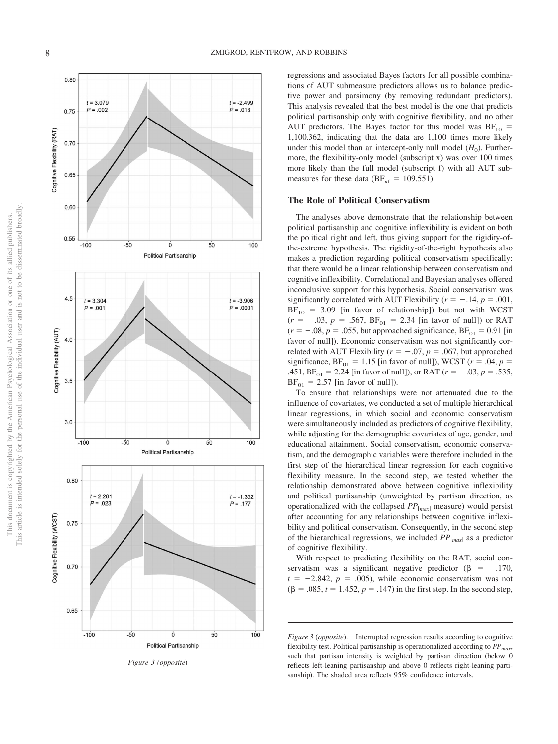regressions and associated Bayes factors for all possible combinations of AUT submeasure predictors allows us to balance predictive power and parsimony (by removing redundant predictors). This analysis revealed that the best model is the one that predicts political partisanship only with cognitive flexibility, and no other AUT predictors. The Bayes factor for this model was $BF_{10}$ = 1,100.362, indicating that the data are 1,100 times more likely under this model than an intercept-only null model ($H_0$). Furthermore, the flexibility-only model (subscript x) was over 100 times more likely than the full model (subscript f) with all AUT submeasures for these data ($BF_{xf}$ = 109.551).

## The Role of Political Conservatism

The analyses above demonstrate that the relationship between political partisanship and cognitive inflexibility is evident on both the political right and left, thus giving support for the rigidity-of-the-extreme hypothesis. The rigidity-of-the-right hypothesis also makes a prediction regarding political conservatism specifically: that there would be a linear relationship between conservatism and cognitive inflexibility. Correlational and Bayesian analyses offered inconclusive support for this hypothesis. Social conservatism was significantly correlated with AUT Flexibility ($r = -.14$, $p = .001$, $BF_{10}$ = 3.09 [in favor of relationship]) but not with WCST ($r = -.03$, $p = .567$, $BF_{01}$ = 2.34 [in favor of null]) or RAT ($r = -.08$, $p = .055$, but approached significance, $BF_{01}$ = 0.91 [in favor of null]). Economic conservatism was not significantly correlated with AUT Flexibility ($r = -.07$, $p = .067$, but approached significance, $BF_{01}$ = 1.15 [in favor of null]), WCST ($r = .04$, $p = .451$, $BF_{01}$ = 2.24 [in favor of null]), or RAT ($r = -.03$, $p = .535$, $BF_{01}$ = 2.57 [in favor of null]).

To ensure that relationships were not attenuated due to the influence of covariates, we conducted a set of multiple hierarchical linear regressions, in which social and economic conservatism were simultaneously included as predictors of cognitive flexibility, while adjusting for the demographic covariates of age, gender, and educational attainment. Social conservatism, economic conservatism, and the demographic variables were therefore included in the first step of the hierarchical linear regression for each cognitive flexibility measure. In the second step, we tested whether the relationship demonstrated above between cognitive inflexibility and political partisanship (unweighted by partisan direction, as operationalized with the collapsed $PP_{|max|}$ measure) would persist after accounting for any relationships between cognitive inflexibility and political conservatism. Consequently, in the second step of the hierarchical regressions, we included $PP_{|max|}$ as a predictor of cognitive flexibility.

With respect to predicting flexibility on the RAT, social conservatism was a significant negative predictor ($\beta = -.170$, $t = -2.842$, $p = .005$), while economic conservatism was not ($\beta = .085$, $t = 1.452$, $p = .147$) in the first step. In the second step,

*Figure 3 (opposite).* Interrupted regression results according to cognitive flexibility test. Political partisanship is operationalized according to $PP_{max}$, such that partisan intensity is weighted by partisan direction (below 0 reflects left-leaning partisanship and above 0 reflects right-leaning partisanship). The shaded area reflects 95% confidence intervals.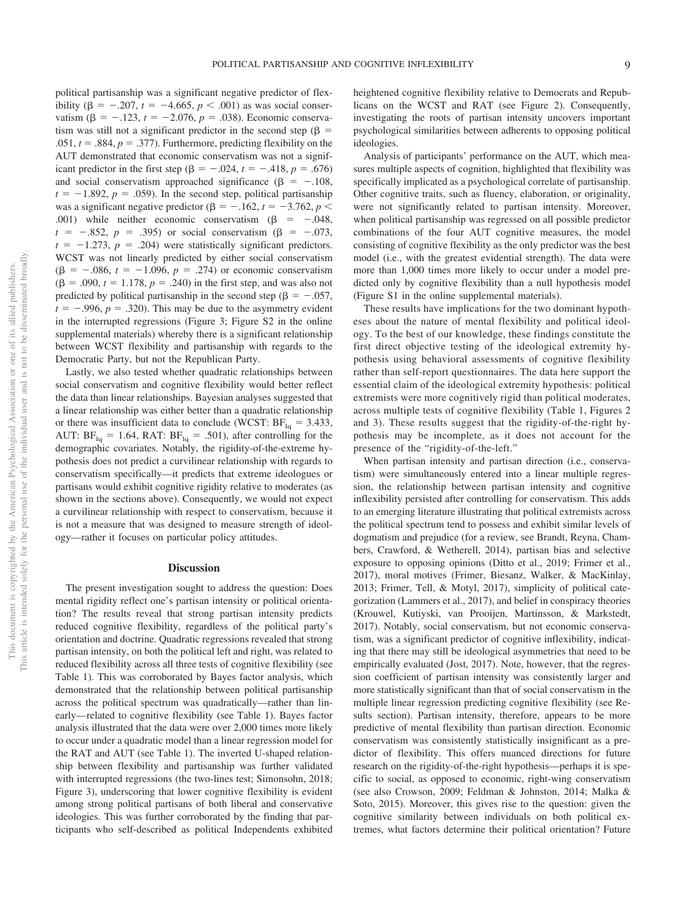political partisanship was a significant negative predictor of flexibility ($\beta = -.207$, $t = -4.665$, $p < .001$) as was social conservatism ($\beta = -.123$, $t = -2.076$, $p = .038$). Economic conservatism was still not a significant predictor in the second step ($\beta = .051$, $t = .884$, $p = .377$). Furthermore, predicting flexibility on the AUT demonstrated that economic conservatism was not a significant predictor in the first step ($\beta = -.024$, $t = -.418$, $p = .676$) and social conservatism approached significance ($\beta = -.108$, $t = -1.892$, $p = .059$). In the second step, political partisanship was a significant negative predictor ($\beta = -.162$, $t = -3.762$, $p < .001$) while neither economic conservatism ($\beta = -.048$, $t = -.852$, $p = .395$) or social conservatism ($\beta = -.073$, $t = -1.273$, $p = .204$) were statistically significant predictors. WCST was not linearly predicted by either social conservatism ($\beta = -.086$, $t = -1.096$, $p = .274$) or economic conservatism ($\beta = .090$, $t = 1.178$, $p = .240$) in the first step, and was also not predicted by political partisanship in the second step ($\beta = -.057$, $t = -.996$, $p = .320$). This may be due to the asymmetry evident in the interrupted regressions (Figure 3; Figure S2 in the online supplemental materials) whereby there is a significant relationship between WCST flexibility and partisanship with regards to the Democratic Party, but not the Republican Party.

Lastly, we also tested whether quadratic relationships between social conservatism and cognitive flexibility would better reflect the data than linear relationships. Bayesian analyses suggested that a linear relationship was either better than a quadratic relationship or there was insufficient data to conclude (WCST: $BF_{lq} = 3.433$, AUT: $BF_{lq} = 1.64$, RAT: $BF_{lq} = .501$), after controlling for the demographic covariates. Notably, the rigidity-of-the-extreme hypothesis does not predict a curvilinear relationship with regards to conservatism specifically—it predicts that extreme ideologues or partisans would exhibit cognitive rigidity relative to moderates (as shown in the sections above). Consequently, we would not expect a curvilinear relationship with respect to conservatism, because it is not a measure that was designed to measure strength of ideology—rather it focuses on particular policy attitudes.

## Discussion

The present investigation sought to address the question: Does mental rigidity reflect one's partisan intensity or political orientation? The results reveal that strong partisan intensity predicts reduced cognitive flexibility, regardless of the political party's orientation and doctrine. Quadratic regressions revealed that strong partisan intensity, on both the political left and right, was related to reduced flexibility across all three tests of cognitive flexibility (see Table 1). This was corroborated by Bayes factor analysis, which demonstrated that the relationship between political partisanship across the political spectrum was quadratically—rather than linearly—related to cognitive flexibility (see Table 1). Bayes factor analysis illustrated that the data were over 2,000 times more likely to occur under a quadratic model than a linear regression model for the RAT and AUT (see Table 1). The inverted U-shaped relationship between flexibility and partisanship was further validated with interrupted regressions (the two-lines test; Simonsohn, 2018; Figure 3), underscoring that lower cognitive flexibility is evident among strong political partisans of both liberal and conservative ideologies. This was further corroborated by the finding that participants who self-described as political Independents exhibited heightened cognitive flexibility relative to Democrats and Republicans on the WCST and RAT (see Figure 2). Consequently, investigating the roots of partisan intensity uncovers important psychological similarities between adherents to opposing political ideologies.

Analysis of participants' performance on the AUT, which measures multiple aspects of cognition, highlighted that flexibility was specifically implicated as a psychological correlate of partisanship. Other cognitive traits, such as fluency, elaboration, or originality, were not significantly related to partisan intensity. Moreover, when political partisanship was regressed on all possible predictor combinations of the four AUT cognitive measures, the model consisting of cognitive flexibility as the only predictor was the best model (i.e., with the greatest evidential strength). The data were more than 1,000 times more likely to occur under a model predicted only by cognitive flexibility than a null hypothesis model (Figure S1 in the online supplemental materials).

These results have implications for the two dominant hypotheses about the nature of mental flexibility and political ideology. To the best of our knowledge, these findings constitute the first direct objective testing of the ideological extremity hypothesis using behavioral assessments of cognitive flexibility rather than self-report questionnaires. The data here support the essential claim of the ideological extremity hypothesis: political extremists were more cognitively rigid than political moderates, across multiple tests of cognitive flexibility (Table 1, Figures 2 and 3). These results suggest that the rigidity-of-the-right hypothesis may be incomplete, as it does not account for the presence of the "rigidity-of-the-left."

When partisan intensity and partisan direction (i.e., conservatism) were simultaneously entered into a linear multiple regression, the relationship between partisan intensity and cognitive inflexibility persisted after controlling for conservatism. This adds to an emerging literature illustrating that political extremists across the political spectrum tend to possess and exhibit similar levels of dogmatism and prejudice (for a review, see Brandt, Reyna, Chambers, Crawford, & Wetherell, 2014), partisan bias and selective exposure to opposing opinions (Ditto et al., 2019; Frimer et al., 2017), moral motives (Frimer, Biesanz, Walker, & MacKinlay, 2013; Frimer, Tell, & Motyl, 2017), simplicity of political categorization (Lammers et al., 2017), and belief in conspiracy theories (Krouwel, Kutiyski, van Prooijen, Martinsson, & Markstedt, 2017). Notably, social conservatism, but not economic conservatism, was a significant predictor of cognitive inflexibility, indicating that there may still be ideological asymmetries that need to be empirically evaluated (Jost, 2017). Note, however, that the regression coefficient of partisan intensity was consistently larger and more statistically significant than that of social conservatism in the multiple linear regression predicting cognitive flexibility (see Results section). Partisan intensity, therefore, appears to be more predictive of mental flexibility than partisan direction. Economic conservatism was consistently statistically insignificant as a predictor of flexibility. This offers nuanced directions for future research on the rigidity-of-the-right hypothesis—perhaps it is specific to social, as opposed to economic, right-wing conservatism (see also Crowson, 2009; Feldman & Johnston, 2014; Malka & Soto, 2015). Moreover, this gives rise to the question: given the cognitive similarity between individuals on both political extremes, what factors determine their political orientation? Future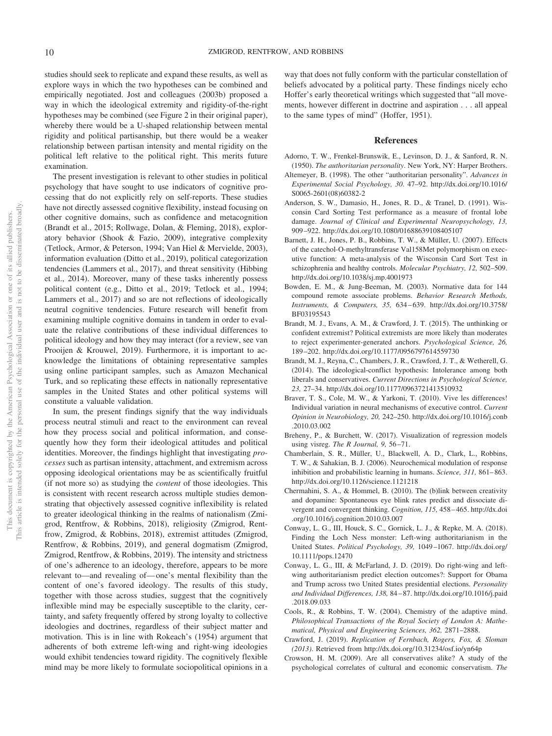studies should seek to replicate and expand these results, as well as explore ways in which the two hypotheses can be combined and empirically negotiated. Jost and colleagues (2003b) proposed a way in which the ideological extremity and rigidity-of-the-right hypotheses may be combined (see Figure 2 in their original paper), whereby there would be a U-shaped relationship between mental rigidity and political partisanship, but there would be a weaker relationship between partisan intensity and mental rigidity on the political left relative to the political right. This merits future examination.

The present investigation is relevant to other studies in political psychology that have sought to use indicators of cognitive processing that do not explicitly rely on self-reports. These studies have not directly assessed cognitive flexibility, instead focusing on other cognitive domains, such as confidence and metacognition (Brandt et al., 2015; Rollwage, Dolan, & Fleming, 2018), exploratory behavior (Shook & Fazio, 2009), integrative complexity (Tetlock, Armor, & Peterson, 1994; Van Hiel & Mervielde, 2003), information evaluation (Ditto et al., 2019), political categorization tendencies (Lammers et al., 2017), and threat sensitivity (Hibbing et al., 2014). Moreover, many of these tasks inherently possess political content (e.g., Ditto et al., 2019; Tetlock et al., 1994; Lammers et al., 2017) and so are not reflections of ideologically neutral cognitive tendencies. Future research will benefit from examining multiple cognitive domains in tandem in order to evaluate the relative contributions of these individual differences to political ideology and how they may interact (for a review, see van Prooijen & Krouwel, 2019). Furthermore, it is important to acknowledge the limitations of obtaining representative samples using online participant samples, such as Amazon Mechanical Turk, and so replicating these effects in nationally representative samples in the United States and other political systems will constitute a valuable validation.

In sum, the present findings signify that the way individuals process neutral stimuli and react to the environment can reveal how they process social and political information, and consequently how they form their ideological attitudes and political identities. Moreover, the findings highlight that investigating *processes* such as partisan intensity, attachment, and extremism across opposing ideological orientations may be as scientifically fruitful (if not more so) as studying the *content* of those ideologies. This is consistent with recent research across multiple studies demonstrating that objectively assessed cognitive inflexibility is related to greater ideological thinking in the realms of nationalism (Zmigrod, Rentfrow, & Robbins, 2018), religiosity (Zmigrod, Rentfrow, Zmigrod, & Robbins, 2018), extremist attitudes (Zmigrod, Rentfrow, & Robbins, 2019), and general dogmatism (Zmigrod, Zmigrod, Rentfrow, & Robbins, 2019). The intensity and strictness of one's adherence to an ideology, therefore, appears to be more relevant to—and revealing of—one's mental flexibility than the content of one's favored ideology. The results of this study, together with those across studies, suggest that the cognitively inflexible mind may be especially susceptible to the clarity, certainty, and safety frequently offered by strong loyalty to collective ideologies and doctrines, regardless of their subject matter and motivation. This is in line with Rokeach's (1954) argument that adherents of both extreme left-wing and right-wing ideologies would exhibit tendencies toward rigidity. The cognitively flexible mind may be more likely to formulate sociopolitical opinions in a way that does not fully conform with the particular constellation of beliefs advocated by a political party. These findings nicely echo Hoffer's early theoretical writings which suggested that "all movements, however different in doctrine and aspiration . . . all appeal to the same types of mind" (Hoffer, 1951).

## References

Adorno, T. W., Frenkel-Brunswik, E., Levinson, D. J., & Sanford, R. N. (1950). *The authoritarian personality*. New York, NY: Harper Brothers.

Altemeyer, B. (1998). The other "authoritarian personality". *Advances in Experimental Social Psychology, 30*. 47–92. http://dx.doi.org/10.1016/S0065-2601(08)60382-2

Anderson, S. W., Damasio, H., Jones, R. D., & Tranel, D. (1991). Wisconsin Card Sorting Test performance as a measure of frontal lobe damage. *Journal of Clinical and Experimental Neuropsychology, 13,* 909–922. http://dx.doi.org/10.1080/01688639108405107

Barnett, J. H., Jones, P. B., Robbins, T. W., & Müller, U. (2007). Effects of the catechol-O-methyltransferase Val158Met polymorphism on executive function: A meta-analysis of the Wisconsin Card Sort Test in schizophrenia and healthy controls. *Molecular Psychiatry, 12,* 502–509. http://dx.doi.org/10.1038/sj.mp.4001973

Bowden, E. M., & Jung-Beeman, M. (2003). Normative data for 144 compound remote associate problems. *Behavior Research Methods, Instruments, & Computers, 35,* 634–639. http://dx.doi.org/10.3758/BF03195543

Brandt, M. J., Evans, A. M., & Crawford, J. T. (2015). The unthinking or confident extremist? Political extremists are more likely than moderates to reject experimenter-generated anchors. *Psychological Science, 26,* 189–202. http://dx.doi.org/10.1177/0956797614559730

Brandt, M. J., Reyna, C., Chambers, J. R., Crawford, J. T., & Wetherell, G. (2014). The ideological-conflict hypothesis: Intolerance among both liberals and conservatives. *Current Directions in Psychological Science, 23,* 27–34. http://dx.doi.org/10.1177/0963721413510932

Braver, T. S., Cole, M. W., & Yarkoni, T. (2010). Vive les differences! Individual variation in neural mechanisms of executive control. *Current Opinion in Neurobiology, 20,* 242–250. http://dx.doi.org/10.1016/j.conb.2010.03.002

Breheny, P., & Burchett, W. (2017). Visualization of regression models using visreg. *The R Journal, 9,* 56–71.

Chamberlain, S. R., Müller, U., Blackwell, A. D., Clark, L., Robbins, T. W., & Sahakian, B. J. (2006). Neurochemical modulation of response inhibition and probabilistic learning in humans. *Science, 311,* 861–863. http://dx.doi.org/10.1126/science.1121218

Chermahini, S. A., & Hommel, B. (2010). The (b)link between creativity and dopamine: Spontaneous eye blink rates predict and dissociate divergent and convergent thinking. *Cognition, 115,* 458–465. http://dx.doi.org/10.1016/j.cognition.2010.03.007

Conway, L. G., III, Houck, S. C., Gornick, L. J., & Repke, M. A. (2018). Finding the Loch Ness monster: Left-wing authoritarianism in the United States. *Political Psychology, 39,* 1049–1067. http://dx.doi.org/10.1111/pops.12470

Conway, L. G., III, & McFarland, J. D. (2019). Do right-wing and left-wing authoritarianism predict election outcomes?: Support for Obama and Trump across two United States presidential elections. *Personality and Individual Differences, 138,* 84–87. http://dx.doi.org/10.1016/j.paid.2018.09.033

Cools, R., & Robbins, T. W. (2004). Chemistry of the adaptive mind. *Philosophical Transactions of the Royal Society of London A: Mathematical, Physical and Engineering Sciences, 362,* 2871–2888.

Crawford, J. (2019). *Replication of Fernbach, Rogers, Fox, & Sloman (2013)*. Retrieved from http://dx.doi.org/10.31234/osf.io/yn64p

Crowson, H. M. (2009). Are all conservatives alike? A study of the psychological correlates of cultural and economic conservatism. *The*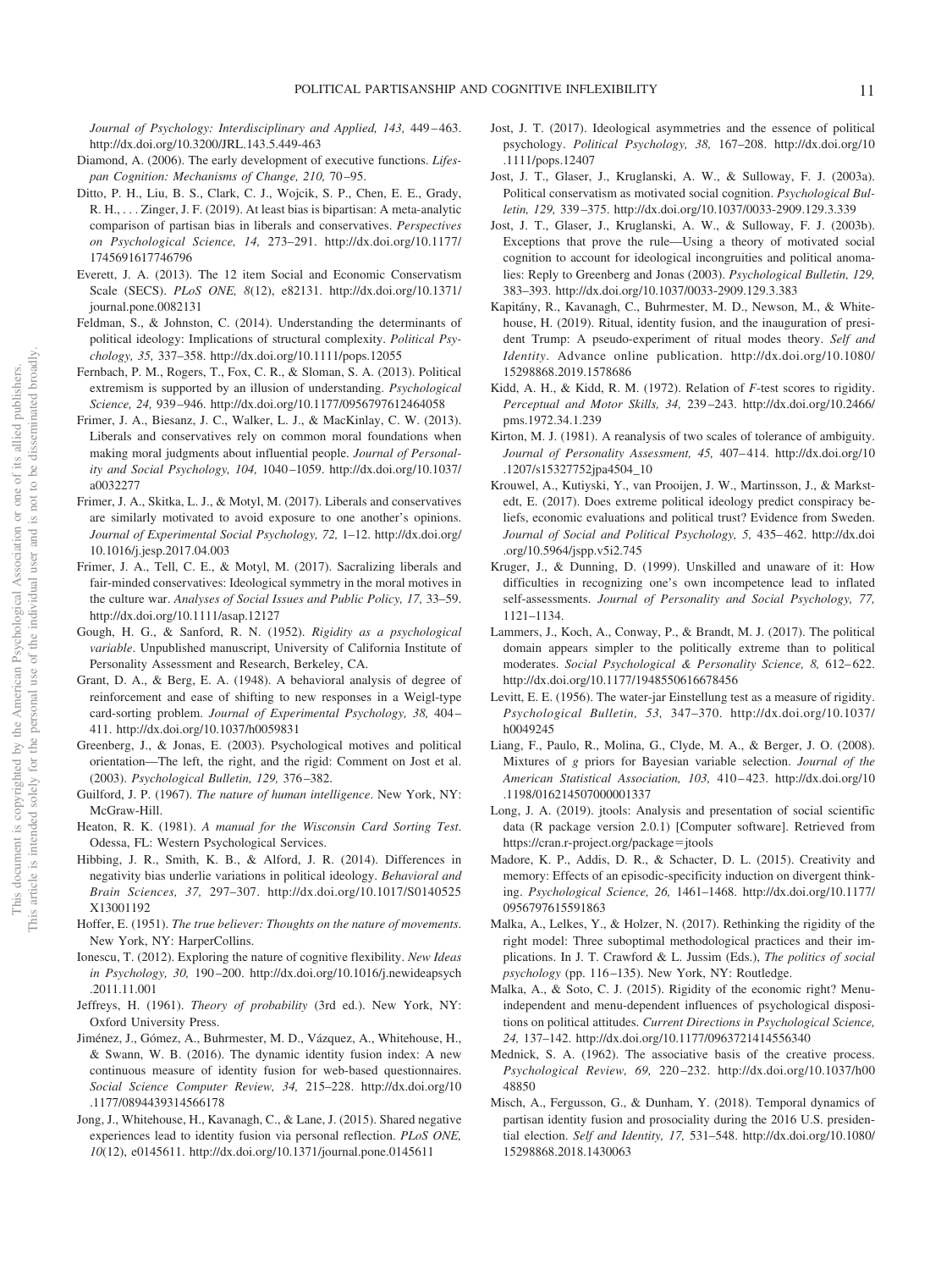*Journal of Psychology: Interdisciplinary and Applied, 143,* 449–463. http://dx.doi.org/10.3200/JRL.143.5.449-463

Diamond, A. (2006). The early development of executive functions. *Lifespan Cognition: Mechanisms of Change, 210,* 70–95.

Ditto, P. H., Liu, B. S., Clark, C. J., Wojcik, S. P., Chen, E. E., Grady, R. H., . . . Zinger, J. F. (2019). At least bias is bipartisan: A meta-analytic comparison of partisan bias in liberals and conservatives. *Perspectives on Psychological Science, 14,* 273–291. http://dx.doi.org/10.1177/1745691617746796

Everett, J. A. (2013). The 12 item Social and Economic Conservatism Scale (SECS). *PLoS ONE, 8*(12), e82131. http://dx.doi.org/10.1371/journal.pone.0082131

Feldman, S., & Johnston, C. (2014). Understanding the determinants of political ideology: Implications of structural complexity. *Political Psychology, 35,* 337–358. http://dx.doi.org/10.1111/pops.12055

Fernbach, P. M., Rogers, T., Fox, C. R., & Sloman, S. A. (2013). Political extremism is supported by an illusion of understanding. *Psychological Science, 24,* 939–946. http://dx.doi.org/10.1177/0956797612464058

Frimer, J. A., Biesanz, J. C., Walker, L. J., & MacKinlay, C. W. (2013). Liberals and conservatives rely on common moral foundations when making moral judgments about influential people. *Journal of Personality and Social Psychology, 104,* 1040–1059. http://dx.doi.org/10.1037/a0032277

Frimer, J. A., Skitka, L. J., & Motyl, M. (2017). Liberals and conservatives are similarly motivated to avoid exposure to one another's opinions. *Journal of Experimental Social Psychology, 72,* 1–12. http://dx.doi.org/10.1016/j.jesp.2017.04.003

Frimer, J. A., Tell, C. E., & Motyl, M. (2017). Sacralizing liberals and fair-minded conservatives: Ideological symmetry in the moral motives in the culture war. *Analyses of Social Issues and Public Policy, 17,* 33–59. http://dx.doi.org/10.1111/asap.12127

Gough, H. G., & Sanford, R. N. (1952). *Rigidity as a psychological variable*. Unpublished manuscript, University of California Institute of Personality Assessment and Research, Berkeley, CA.

Grant, D. A., & Berg, E. A. (1948). A behavioral analysis of degree of reinforcement and ease of shifting to new responses in a Weigl-type card-sorting problem. *Journal of Experimental Psychology, 38,* 404–411. http://dx.doi.org/10.1037/h0059831

Greenberg, J., & Jonas, E. (2003). Psychological motives and political orientation—The left, the right, and the rigid: Comment on Jost et al. (2003). *Psychological Bulletin, 129,* 376–382.

Guilford, J. P. (1967). *The nature of human intelligence*. New York, NY: McGraw-Hill.

Heaton, R. K. (1981). *A manual for the Wisconsin Card Sorting Test.* Odessa, FL: Western Psychological Services.

Hibbing, J. R., Smith, K. B., & Alford, J. R. (2014). Differences in negativity bias underlie variations in political ideology. *Behavioral and Brain Sciences, 37,* 297–307. http://dx.doi.org/10.1017/S0140525X13001192

Hoffer, E. (1951). *The true believer: Thoughts on the nature of movements*. New York, NY: HarperCollins.

Ionescu, T. (2012). Exploring the nature of cognitive flexibility. *New Ideas in Psychology, 30,* 190–200. http://dx.doi.org/10.1016/j.newideapsych.2011.11.001

Jeffreys, H. (1961). *Theory of probability* (3rd ed.). New York, NY: Oxford University Press.

Jiménez, J., Gómez, A., Buhrmester, M. D., Vázquez, A., Whitehouse, H., & Swann, W. B. (2016). The dynamic identity fusion index: A new continuous measure of identity fusion for web-based questionnaires. *Social Science Computer Review, 34,* 215–228. http://dx.doi.org/10.1177/0894439314566178

Jong, J., Whitehouse, H., Kavanagh, C., & Lane, J. (2015). Shared negative experiences lead to identity fusion via personal reflection. *PLoS ONE, 10*(12), e0145611. http://dx.doi.org/10.1371/journal.pone.0145611

Jost, J. T. (2017). Ideological asymmetries and the essence of political psychology. *Political Psychology, 38,* 167–208. http://dx.doi.org/10.1111/pops.12407

Jost, J. T., Glaser, J., Kruglanski, A. W., & Sulloway, F. J. (2003a). Political conservatism as motivated social cognition. *Psychological Bulletin, 129,* 339–375. http://dx.doi.org/10.1037/0033-2909.129.3.339

Jost, J. T., Glaser, J., Kruglanski, A. W., & Sulloway, F. J. (2003b). Exceptions that prove the rule—Using a theory of motivated social cognition to account for ideological incongruities and political anomalies: Reply to Greenberg and Jonas (2003). *Psychological Bulletin, 129,* 383–393. http://dx.doi.org/10.1037/0033-2909.129.3.383

Kapitány, R., Kavanagh, C., Buhrmester, M. D., Newson, M., & Whitehouse, H. (2019). Ritual, identity fusion, and the inauguration of president Trump: A pseudo-experiment of ritual modes theory. *Self and Identity*. Advance online publication. http://dx.doi.org/10.1080/15298868.2019.1578686

Kidd, A. H., & Kidd, R. M. (1972). Relation of *F*-test scores to rigidity. *Perceptual and Motor Skills, 34,* 239–243. http://dx.doi.org/10.2466/pms.1972.34.1.239

Kirton, M. J. (1981). A reanalysis of two scales of tolerance of ambiguity. *Journal of Personality Assessment, 45,* 407–414. http://dx.doi.org/10.1207/s15327752jpa4504_10

Krouwel, A., Kutiyski, Y., van Prooijen, J. W., Martinsson, J., & Markstedt, E. (2017). Does extreme political ideology predict conspiracy beliefs, economic evaluations and political trust? Evidence from Sweden. *Journal of Social and Political Psychology, 5,* 435–462. http://dx.doi.org/10.5964/jspp.v5i2.745

Kruger, J., & Dunning, D. (1999). Unskilled and unaware of it: How difficulties in recognizing one's own incompetence lead to inflated self-assessments. *Journal of Personality and Social Psychology, 77,* 1121–1134.

Lammers, J., Koch, A., Conway, P., & Brandt, M. J. (2017). The political domain appears simpler to the politically extreme than to political moderates. *Social Psychological & Personality Science, 8,* 612–622. http://dx.doi.org/10.1177/1948550616678456

Levitt, E. E. (1956). The water-jar Einstellung test as a measure of rigidity. *Psychological Bulletin, 53,* 347–370. http://dx.doi.org/10.1037/h0049245

Liang, F., Paulo, R., Molina, G., Clyde, M. A., & Berger, J. O. (2008). Mixtures of *g* priors for Bayesian variable selection. *Journal of the American Statistical Association, 103,* 410–423. http://dx.doi.org/10.1198/016214507000001337

Long, J. A. (2019). jtools: Analysis and presentation of social scientific data (R package version 2.0.1) [Computer software]. Retrieved from https://cran.r-project.org/package=jtools

Madore, K. P., Addis, D. R., & Schacter, D. L. (2015). Creativity and memory: Effects of an episodic-specificity induction on divergent thinking. *Psychological Science, 26,* 1461–1468. http://dx.doi.org/10.1177/0956797615591863

Malka, A., Lelkes, Y., & Holzer, N. (2017). Rethinking the rigidity of the right model: Three suboptimal methodological practices and their implications. In J. T. Crawford & L. Jussim (Eds.), *The politics of social psychology* (pp. 116–135). New York, NY: Routledge.

Malka, A., & Soto, C. J. (2015). Rigidity of the economic right? Menu-independent and menu-dependent influences of psychological dispositions on political attitudes. *Current Directions in Psychological Science, 24,* 137–142. http://dx.doi.org/10.1177/0963721414556340

Mednick, S. A. (1962). The associative basis of the creative process. *Psychological Review, 69,* 220–232. http://dx.doi.org/10.1037/h0048850

Misch, A., Fergusson, G., & Dunham, Y. (2018). Temporal dynamics of partisan identity fusion and prosociality during the 2016 U.S. presidential election. *Self and Identity, 17,* 531–548. http://dx.doi.org/10.1080/15298868.2018.1430063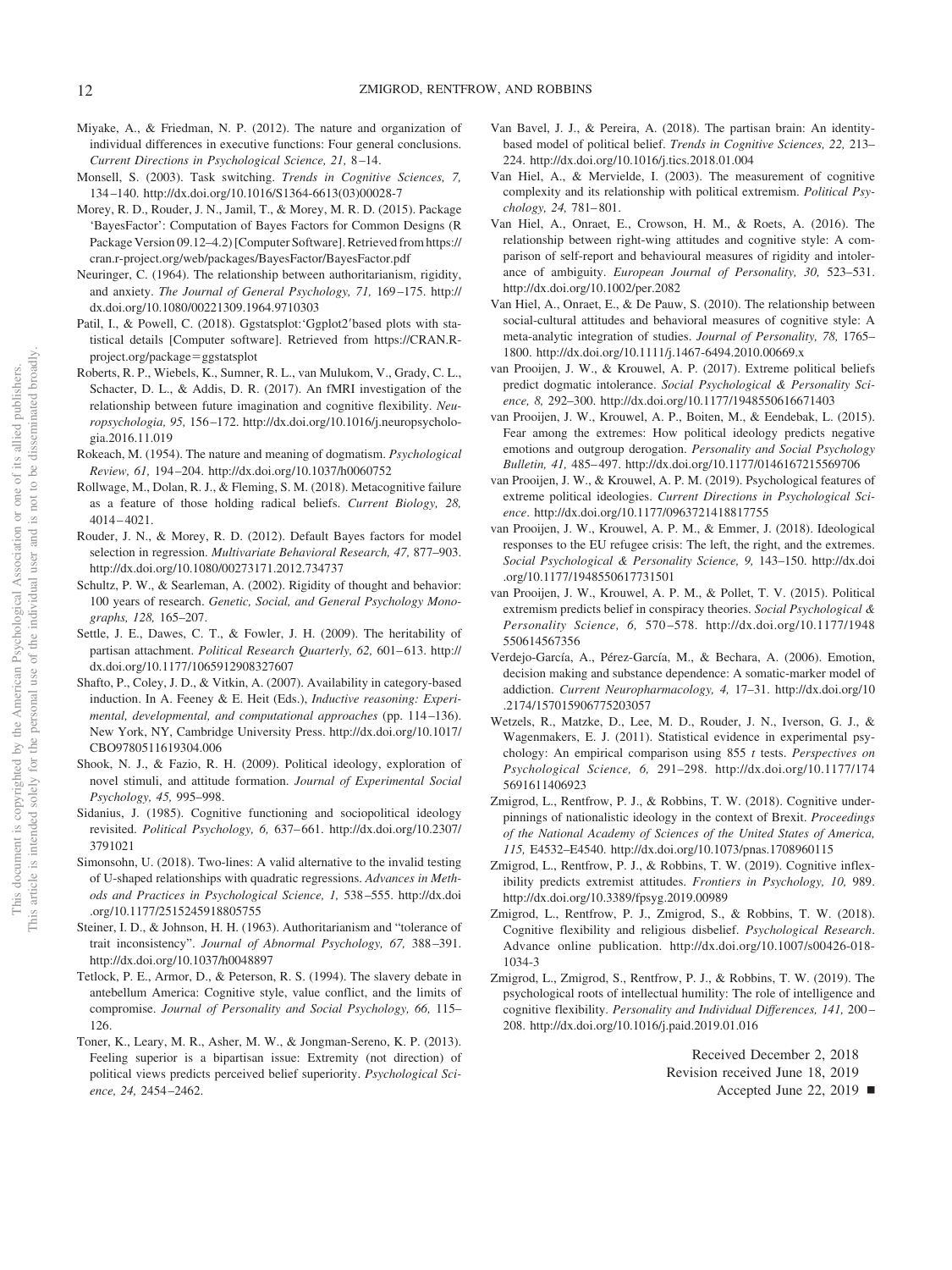Miyake, A., & Friedman, N. P. (2012). The nature and organization of individual differences in executive functions: Four general conclusions. *Current Directions in Psychological Science, 21,* 8–14.

Monsell, S. (2003). Task switching. *Trends in Cognitive Sciences, 7,* 134–140. http://dx.doi.org/10.1016/S1364-6613(03)00028-7

Morey, R. D., Rouder, J. N., Jamil, T., & Morey, M. R. D. (2015). Package 'BayesFactor': Computation of Bayes Factors for Common Designs (R Package Version 09.12–4.2) [Computer Software]. Retrieved from https://cran.r-project.org/web/packages/BayesFactor/BayesFactor.pdf

Neuringer, C. (1964). The relationship between authoritarianism, rigidity, and anxiety. *The Journal of General Psychology, 71,* 169–175. http://dx.doi.org/10.1080/00221309.1964.9710303

Patil, I., & Powell, C. (2018). Ggstatsplot:'Ggplot2'based plots with statistical details [Computer software]. Retrieved from https://CRAN.R-project.org/package=ggstatsplot

Roberts, R. P., Wiebels, K., Sumner, R. L., van Mulukom, V., Grady, C. L., Schacter, D. L., & Addis, D. R. (2017). An fMRI investigation of the relationship between future imagination and cognitive flexibility. *Neuropsychologia, 95,* 156–172. http://dx.doi.org/10.1016/j.neuropsychologia.2016.11.019

Rokeach, M. (1954). The nature and meaning of dogmatism. *Psychological Review, 61,* 194–204. http://dx.doi.org/10.1037/h0060752

Rollwage, M., Dolan, R. J., & Fleming, S. M. (2018). Metacognitive failure as a feature of those holding radical beliefs. *Current Biology, 28,* 4014–4021.

Rouder, J. N., & Morey, R. D. (2012). Default Bayes factors for model selection in regression. *Multivariate Behavioral Research, 47,* 877–903. http://dx.doi.org/10.1080/00273171.2012.734737

Schultz, P. W., & Searleman, A. (2002). Rigidity of thought and behavior: 100 years of research. *Genetic, Social, and General Psychology Monographs, 128,* 165–207.

Settle, J. E., Dawes, C. T., & Fowler, J. H. (2009). The heritability of partisan attachment. *Political Research Quarterly, 62,* 601–613. http://dx.doi.org/10.1177/1065912908327607

Shafto, P., Coley, J. D., & Vitkin, A. (2007). Availability in category-based induction. In A. Feeney & E. Heit (Eds.), *Inductive reasoning: Experimental, developmental, and computational approaches* (pp. 114–136). New York, NY, Cambridge University Press. http://dx.doi.org/10.1017/CBO9780511619304.006

Shook, N. J., & Fazio, R. H. (2009). Political ideology, exploration of novel stimuli, and attitude formation. *Journal of Experimental Social Psychology, 45,* 995–998.

Sidanius, J. (1985). Cognitive functioning and sociopolitical ideology revisited. *Political Psychology, 6,* 637–661. http://dx.doi.org/10.2307/3791021

Simonsohn, U. (2018). Two-lines: A valid alternative to the invalid testing of U-shaped relationships with quadratic regressions. *Advances in Methods and Practices in Psychological Science, 1,* 538–555. http://dx.doi.org/10.1177/2515245918805755

Steiner, I. D., & Johnson, H. H. (1963). Authoritarianism and "tolerance of trait inconsistency". *Journal of Abnormal Psychology, 67,* 388–391. http://dx.doi.org/10.1037/h0048897

Tetlock, P. E., Armor, D., & Peterson, R. S. (1994). The slavery debate in antebellum America: Cognitive style, value conflict, and the limits of compromise. *Journal of Personality and Social Psychology, 66,* 115–126.

Toner, K., Leary, M. R., Asher, M. W., & Jongman-Sereno, K. P. (2013). Feeling superior is a bipartisan issue: Extremity (not direction) of political views predicts perceived belief superiority. *Psychological Science, 24,* 2454–2462.

Van Bavel, J. J., & Pereira, A. (2018). The partisan brain: An identity-based model of political belief. *Trends in Cognitive Sciences, 22,* 213–224. http://dx.doi.org/10.1016/j.tics.2018.01.004

Van Hiel, A., & Mervielde, I. (2003). The measurement of cognitive complexity and its relationship with political extremism. *Political Psychology, 24,* 781–801.

Van Hiel, A., Onraet, E., Crowson, H. M., & Roets, A. (2016). The relationship between right-wing attitudes and cognitive style: A comparison of self-report and behavioural measures of rigidity and intolerance of ambiguity. *European Journal of Personality, 30,* 523–531. http://dx.doi.org/10.1002/per.2082

Van Hiel, A., Onraet, E., & De Pauw, S. (2010). The relationship between social-cultural attitudes and behavioral measures of cognitive style: A meta-analytic integration of studies. *Journal of Personality, 78,* 1765–1800. http://dx.doi.org/10.1111/j.1467-6494.2010.00669.x

van Prooijen, J. W., & Krouwel, A. P. (2017). Extreme political beliefs predict dogmatic intolerance. *Social Psychological & Personality Science, 8,* 292–300. http://dx.doi.org/10.1177/1948550616671403

van Prooijen, J. W., Krouwel, A. P., Boiten, M., & Eendebak, L. (2015). Fear among the extremes: How political ideology predicts negative emotions and outgroup derogation. *Personality and Social Psychology Bulletin, 41,* 485–497. http://dx.doi.org/10.1177/0146167215569706

van Prooijen, J. W., & Krouwel, A. P. M. (2019). Psychological features of extreme political ideologies. *Current Directions in Psychological Science*. http://dx.doi.org/10.1177/0963721418817755

van Prooijen, J. W., Krouwel, A. P. M., & Emmer, J. (2018). Ideological responses to the EU refugee crisis: The left, the right, and the extremes. *Social Psychological & Personality Science, 9,* 143–150. http://dx.doi.org/10.1177/1948550617731501

van Prooijen, J. W., Krouwel, A. P. M., & Pollet, T. V. (2015). Political extremism predicts belief in conspiracy theories. *Social Psychological & Personality Science, 6,* 570–578. http://dx.doi.org/10.1177/1948550614567356

Verdejo-García, A., Pérez-García, M., & Bechara, A. (2006). Emotion, decision making and substance dependence: A somatic-marker model of addiction. *Current Neuropharmacology, 4,* 17–31. http://dx.doi.org/10.2174/157015906775203057

Wetzels, R., Matzke, D., Lee, M. D., Rouder, J. N., Iverson, G. J., & Wagenmakers, E. J. (2011). Statistical evidence in experimental psychology: An empirical comparison using 855 *t* tests. *Perspectives on Psychological Science, 6,* 291–298. http://dx.doi.org/10.1177/1745691611406923

Zmigrod, L., Rentfrow, P. J., & Robbins, T. W. (2018). Cognitive underpinnings of nationalistic ideology in the context of Brexit. *Proceedings of the National Academy of Sciences of the United States of America, 115,* E4532–E4540. http://dx.doi.org/10.1073/pnas.1708960115

Zmigrod, L., Rentfrow, P. J., & Robbins, T. W. (2019). Cognitive inflexibility predicts extremist attitudes. *Frontiers in Psychology, 10,* 989. http://dx.doi.org/10.3389/fpsyg.2019.00989

Zmigrod, L., Rentfrow, P. J., Zmigrod, S., & Robbins, T. W. (2018). Cognitive flexibility and religious disbelief. *Psychological Research*. Advance online publication. http://dx.doi.org/10.1007/s00426-018-1034-3

Zmigrod, L., Zmigrod, S., Rentfrow, P. J., & Robbins, T. W. (2019). The psychological roots of intellectual humility: The role of intelligence and cognitive flexibility. *Personality and Individual Differences, 141,* 200–208. http://dx.doi.org/10.1016/j.paid.2019.01.016

Received December 2, 2018
Revision received June 18, 2019
Accepted June 22, 2019 ■